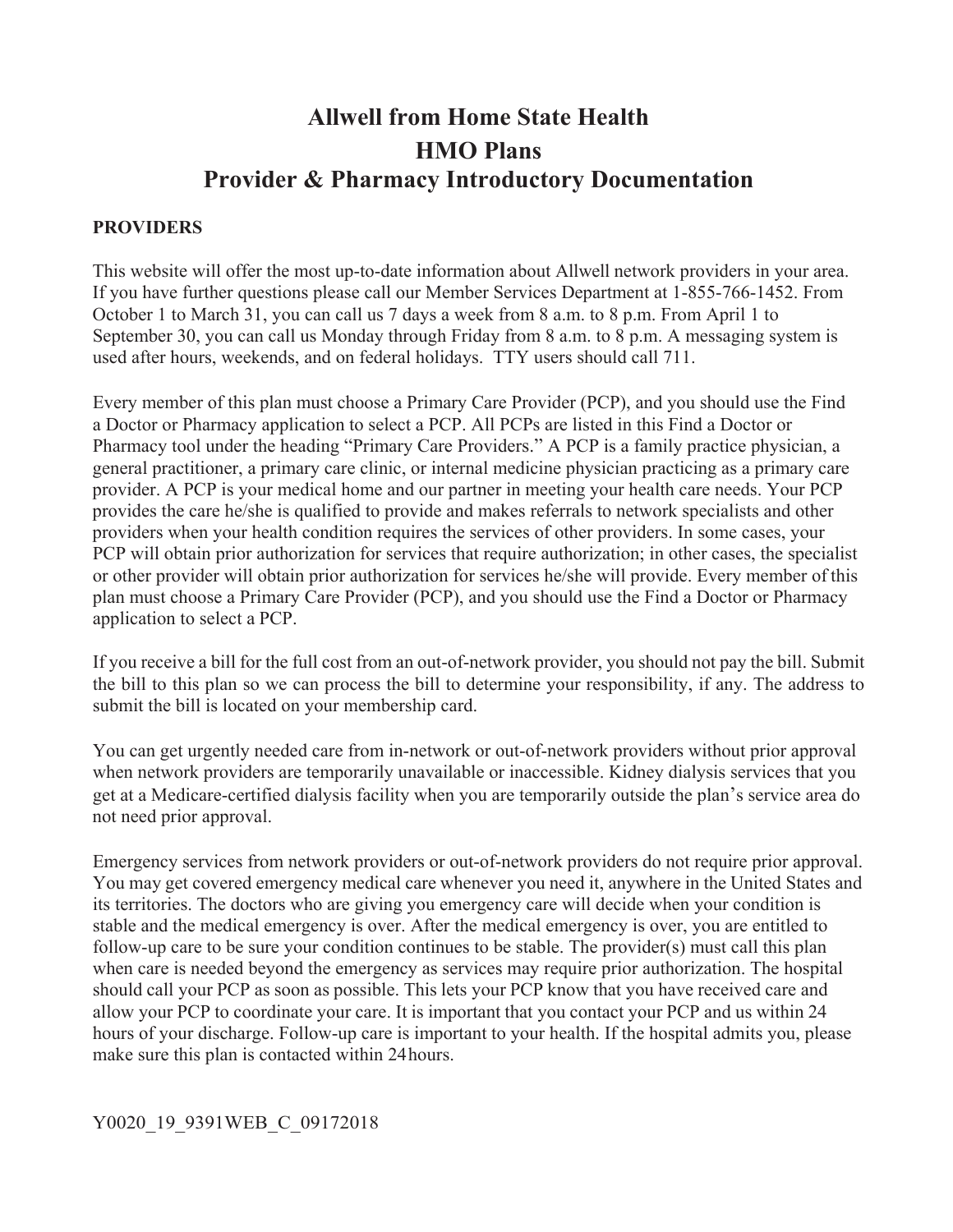# Allwell from Home State Health
# HMO Plans
# Provider & Pharmacy Introductory Documentation

**PROVIDERS**

This website will offer the most up-to-date information about Allwell network providers in your area. If you have further questions please call our Member Services Department at 1-855-766-1452. From October 1 to March 31, you can call us 7 days a week from 8 a.m. to 8 p.m. From April 1 to September 30, you can call us Monday through Friday from 8 a.m. to 8 p.m. A messaging system is used after hours, weekends, and on federal holidays. TTY users should call 711.

Every member of this plan must choose a Primary Care Provider (PCP), and you should use the Find a Doctor or Pharmacy application to select a PCP. All PCPs are listed in this Find a Doctor or Pharmacy tool under the heading "Primary Care Providers." A PCP is a family practice physician, a general practitioner, a primary care clinic, or internal medicine physician practicing as a primary care provider. A PCP is your medical home and our partner in meeting your health care needs. Your PCP provides the care he/she is qualified to provide and makes referrals to network specialists and other providers when your health condition requires the services of other providers. In some cases, your PCP will obtain prior authorization for services that require authorization; in other cases, the specialist or other provider will obtain prior authorization for services he/she will provide. Every member of this plan must choose a Primary Care Provider (PCP), and you should use the Find a Doctor or Pharmacy application to select a PCP.

If you receive a bill for the full cost from an out-of-network provider, you should not pay the bill. Submit the bill to this plan so we can process the bill to determine your responsibility, if any. The address to submit the bill is located on your membership card.

You can get urgently needed care from in-network or out-of-network providers without prior approval when network providers are temporarily unavailable or inaccessible. Kidney dialysis services that you get at a Medicare-certified dialysis facility when you are temporarily outside the plan's service area do not need prior approval.

Emergency services from network providers or out-of-network providers do not require prior approval. You may get covered emergency medical care whenever you need it, anywhere in the United States and its territories. The doctors who are giving you emergency care will decide when your condition is stable and the medical emergency is over. After the medical emergency is over, you are entitled to follow-up care to be sure your condition continues to be stable. The provider(s) must call this plan when care is needed beyond the emergency as services may require prior authorization. The hospital should call your PCP as soon as possible. This lets your PCP know that you have received care and allow your PCP to coordinate your care. It is important that you contact your PCP and us within 24 hours of your discharge. Follow-up care is important to your health. If the hospital admits you, please make sure this plan is contacted within 24 hours.

Y0020_19_9391WEB_C_09172018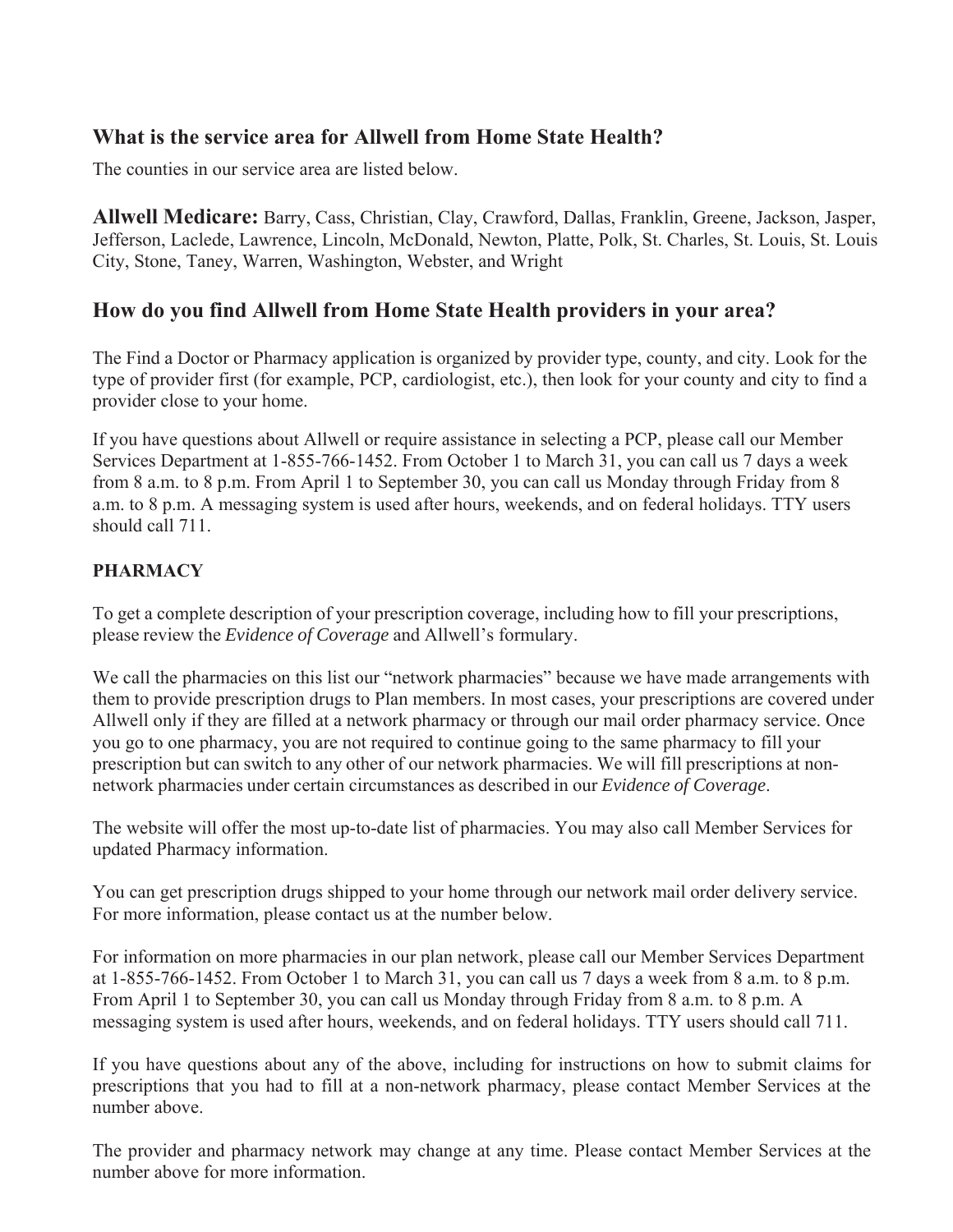## What is the service area for Allwell from Home State Health?

The counties in our service area are listed below.

**Allwell Medicare:** Barry, Cass, Christian, Clay, Crawford, Dallas, Franklin, Greene, Jackson, Jasper, Jefferson, Laclede, Lawrence, Lincoln, McDonald, Newton, Platte, Polk, St. Charles, St. Louis, St. Louis City, Stone, Taney, Warren, Washington, Webster, and Wright

## How do you find Allwell from Home State Health providers in your area?

The Find a Doctor or Pharmacy application is organized by provider type, county, and city. Look for the type of provider first (for example, PCP, cardiologist, etc.), then look for your county and city to find a provider close to your home.

If you have questions about Allwell or require assistance in selecting a PCP, please call our Member Services Department at 1-855-766-1452. From October 1 to March 31, you can call us 7 days a week from 8 a.m. to 8 p.m. From April 1 to September 30, you can call us Monday through Friday from 8 a.m. to 8 p.m. A messaging system is used after hours, weekends, and on federal holidays. TTY users should call 711.

### PHARMACY

To get a complete description of your prescription coverage, including how to fill your prescriptions, please review the *Evidence of Coverage* and Allwell's formulary.

We call the pharmacies on this list our "network pharmacies" because we have made arrangements with them to provide prescription drugs to Plan members. In most cases, your prescriptions are covered under Allwell only if they are filled at a network pharmacy or through our mail order pharmacy service. Once you go to one pharmacy, you are not required to continue going to the same pharmacy to fill your prescription but can switch to any other of our network pharmacies. We will fill prescriptions at non-network pharmacies under certain circumstances as described in our *Evidence of Coverage*.

The website will offer the most up-to-date list of pharmacies. You may also call Member Services for updated Pharmacy information.

You can get prescription drugs shipped to your home through our network mail order delivery service. For more information, please contact us at the number below.

For information on more pharmacies in our plan network, please call our Member Services Department at 1-855-766-1452. From October 1 to March 31, you can call us 7 days a week from 8 a.m. to 8 p.m. From April 1 to September 30, you can call us Monday through Friday from 8 a.m. to 8 p.m. A messaging system is used after hours, weekends, and on federal holidays. TTY users should call 711.

If you have questions about any of the above, including for instructions on how to submit claims for prescriptions that you had to fill at a non-network pharmacy, please contact Member Services at the number above.

The provider and pharmacy network may change at any time. Please contact Member Services at the number above for more information.